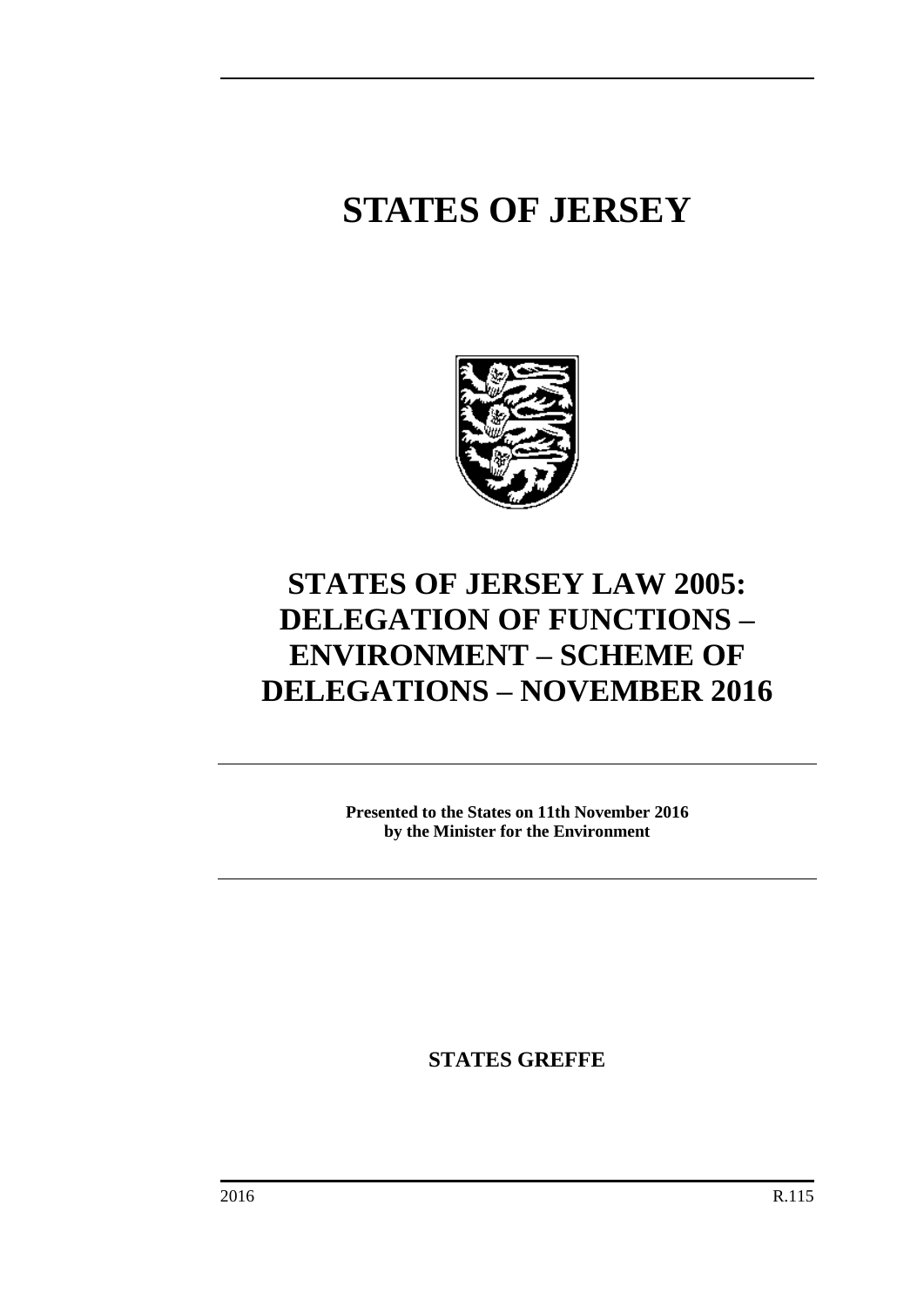# STATES OF JERSEY

# STATES OF JERSEY LAW 2005: DELEGATION OF FUNCTIONS – ENVIRONMENT – SCHEME OF DELEGATIONS – NOVEMBER 2016

**Presented to the States on 11th November 2016 by the Minister for the Environment**

**STATES GREFFE**

2016 R.115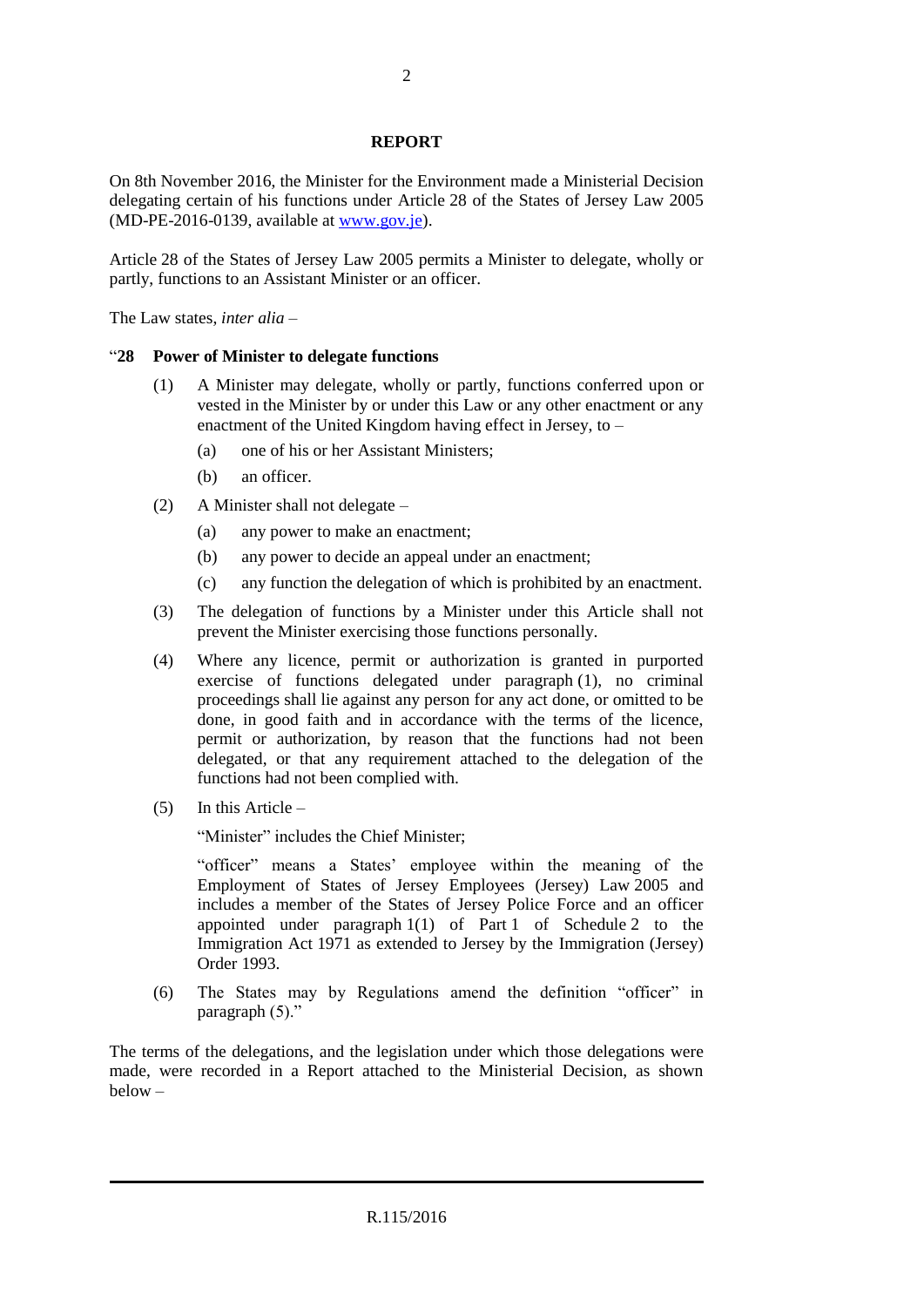## REPORT

On 8th November 2016, the Minister for the Environment made a Ministerial Decision delegating certain of his functions under Article 28 of the States of Jersey Law 2005 (MD-PE-2016-0139, available at www.gov.je).

Article 28 of the States of Jersey Law 2005 permits a Minister to delegate, wholly or partly, functions to an Assistant Minister or an officer.

The Law states, *inter alia* –

"**28 Power of Minister to delegate functions**

(1) A Minister may delegate, wholly or partly, functions conferred upon or vested in the Minister by or under this Law or any other enactment or any enactment of the United Kingdom having effect in Jersey, to –

(a) one of his or her Assistant Ministers;

(b) an officer.

(2) A Minister shall not delegate –

(a) any power to make an enactment;

(b) any power to decide an appeal under an enactment;

(c) any function the delegation of which is prohibited by an enactment.

(3) The delegation of functions by a Minister under this Article shall not prevent the Minister exercising those functions personally.

(4) Where any licence, permit or authorization is granted in purported exercise of functions delegated under paragraph (1), no criminal proceedings shall lie against any person for any act done, or omitted to be done, in good faith and in accordance with the terms of the licence, permit or authorization, by reason that the functions had not been delegated, or that any requirement attached to the delegation of the functions had not been complied with.

(5) In this Article –

"Minister" includes the Chief Minister;

"officer" means a States' employee within the meaning of the Employment of States of Jersey Employees (Jersey) Law 2005 and includes a member of the States of Jersey Police Force and an officer appointed under paragraph 1(1) of Part 1 of Schedule 2 to the Immigration Act 1971 as extended to Jersey by the Immigration (Jersey) Order 1993.

(6) The States may by Regulations amend the definition "officer" in paragraph (5)."

The terms of the delegations, and the legislation under which those delegations were made, were recorded in a Report attached to the Ministerial Decision, as shown below –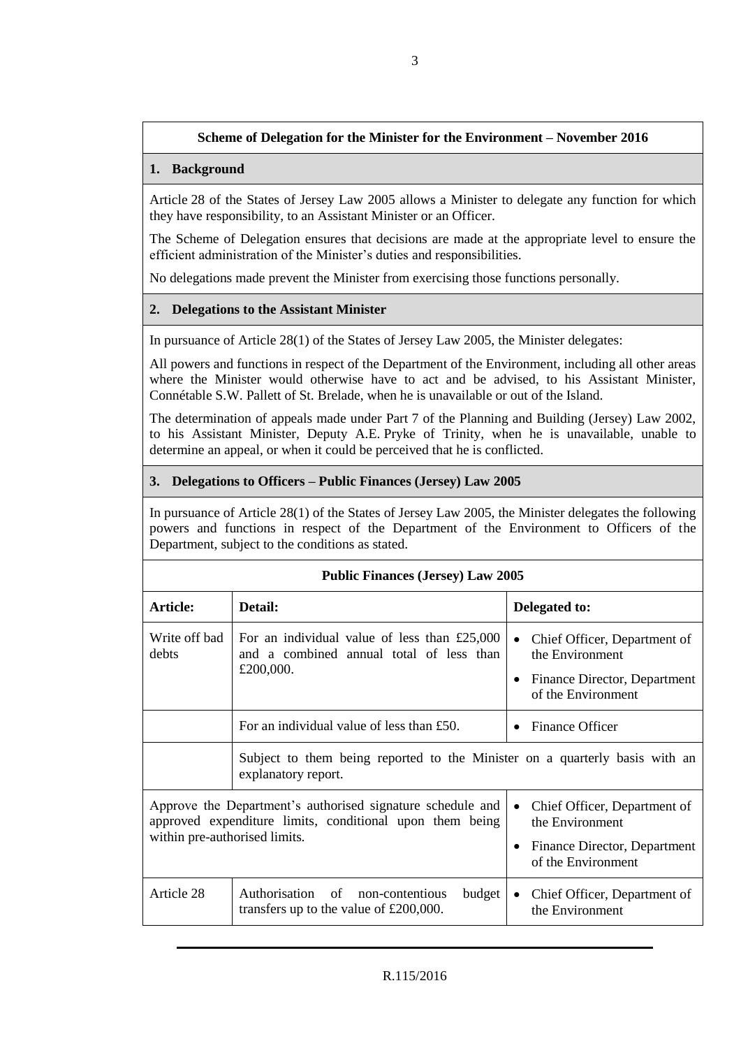**Scheme of Delegation for the Minister for the Environment – November 2016**

## 1. Background

Article 28 of the States of Jersey Law 2005 allows a Minister to delegate any function for which they have responsibility, to an Assistant Minister or an Officer.

The Scheme of Delegation ensures that decisions are made at the appropriate level to ensure the efficient administration of the Minister's duties and responsibilities.

No delegations made prevent the Minister from exercising those functions personally.

## 2. Delegations to the Assistant Minister

In pursuance of Article 28(1) of the States of Jersey Law 2005, the Minister delegates:

All powers and functions in respect of the Department of the Environment, including all other areas where the Minister would otherwise have to act and be advised, to his Assistant Minister, Connétable S.W. Pallett of St. Brelade, when he is unavailable or out of the Island.

The determination of appeals made under Part 7 of the Planning and Building (Jersey) Law 2002, to his Assistant Minister, Deputy A.E. Pryke of Trinity, when he is unavailable, unable to determine an appeal, or when it could be perceived that he is conflicted.

## 3. Delegations to Officers – Public Finances (Jersey) Law 2005

In pursuance of Article 28(1) of the States of Jersey Law 2005, the Minister delegates the following powers and functions in respect of the Department of the Environment to Officers of the Department, subject to the conditions as stated.

**Public Finances (Jersey) Law 2005**

| Article: | Detail: | Delegated to: |
|---|---|---|
| Write off bad debts | For an individual value of less than £25,000 and a combined annual total of less than £200,000. | • Chief Officer, Department of the Environment<br>• Finance Director, Department of the Environment |
| | For an individual value of less than £50. | • Finance Officer |
| | Subject to them being reported to the Minister on a quarterly basis with an explanatory report. | |
| Approve the Department's authorised signature schedule and approved expenditure limits, conditional upon them being within pre-authorised limits. | | • Chief Officer, Department of the Environment<br>• Finance Director, Department of the Environment |
| Article 28 | Authorisation of non-contentious budget transfers up to the value of £200,000. | • Chief Officer, Department of the Environment |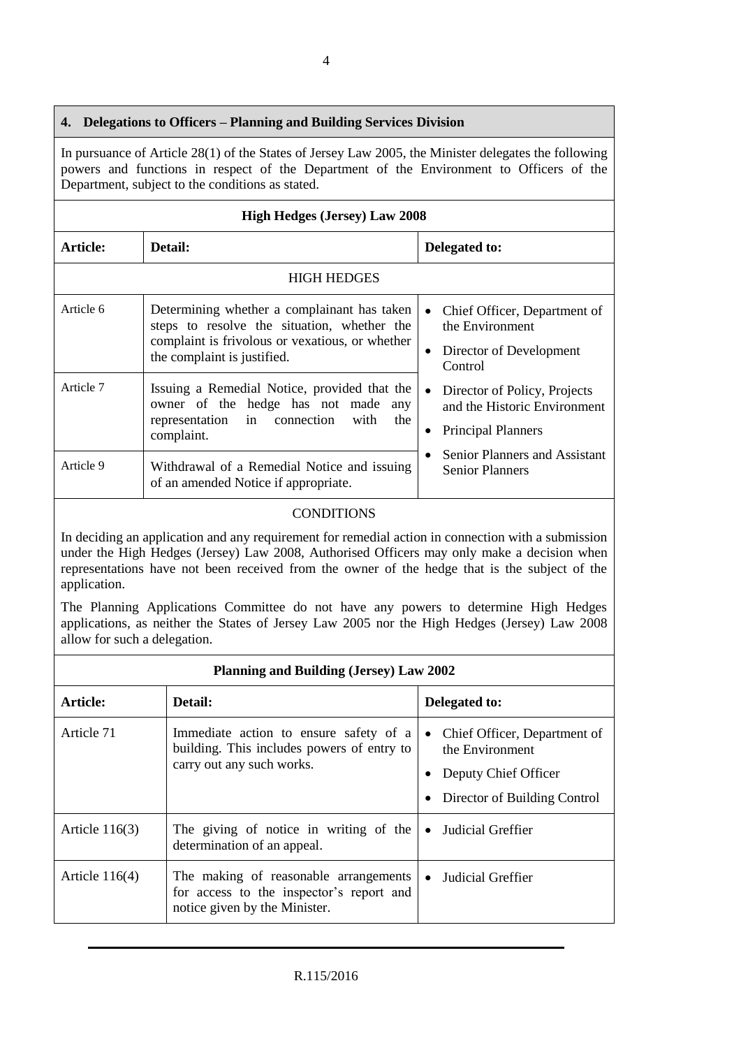## 4. Delegations to Officers – Planning and Building Services Division

In pursuance of Article 28(1) of the States of Jersey Law 2005, the Minister delegates the following powers and functions in respect of the Department of the Environment to Officers of the Department, subject to the conditions as stated.

### High Hedges (Jersey) Law 2008

| Article: | Detail: | Delegated to: |
|---|---|---|
| | HIGH HEDGES | |
| Article 6 | Determining whether a complainant has taken steps to resolve the situation, whether the complaint is frivolous or vexatious, or whether the complaint is justified. | • Chief Officer, Department of the Environment<br>• Director of Development Control<br>• Director of Policy, Projects and the Historic Environment<br>• Principal Planners<br>• Senior Planners and Assistant Senior Planners |
| Article 7 | Issuing a Remedial Notice, provided that the owner of the hedge has not made any representation in connection with the complaint. | |
| Article 9 | Withdrawal of a Remedial Notice and issuing of an amended Notice if appropriate. | |

CONDITIONS

In deciding an application and any requirement for remedial action in connection with a submission under the High Hedges (Jersey) Law 2008, Authorised Officers may only make a decision when representations have not been received from the owner of the hedge that is the subject of the application.

The Planning Applications Committee do not have any powers to determine High Hedges applications, as neither the States of Jersey Law 2005 nor the High Hedges (Jersey) Law 2008 allow for such a delegation.

### Planning and Building (Jersey) Law 2002

| Article: | Detail: | Delegated to: |
|---|---|---|
| Article 71 | Immediate action to ensure safety of a building. This includes powers of entry to carry out any such works. | • Chief Officer, Department of the Environment<br>• Deputy Chief Officer<br>• Director of Building Control |
| Article 116(3) | The giving of notice in writing of the determination of an appeal. | • Judicial Greffier |
| Article 116(4) | The making of reasonable arrangements for access to the inspector's report and notice given by the Minister. | • Judicial Greffier |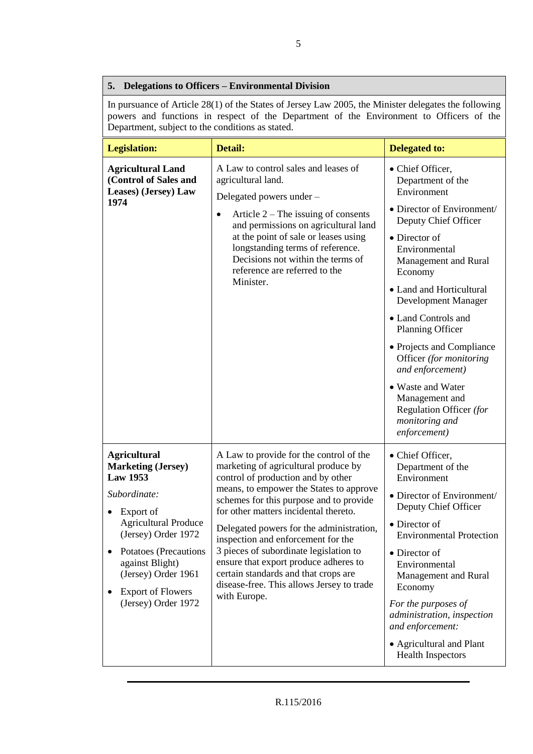## 5. Delegations to Officers – Environmental Division

In pursuance of Article 28(1) of the States of Jersey Law 2005, the Minister delegates the following powers and functions in respect of the Department of the Environment to Officers of the Department, subject to the conditions as stated.

| Legislation: | Detail: | Delegated to: |
|---|---|---|
| **Agricultural Land (Control of Sales and Leases) (Jersey) Law 1974** | A Law to control sales and leases of agricultural land.<br>Delegated powers under –<br>• Article 2 – The issuing of consents and permissions on agricultural land at the point of sale or leases using longstanding terms of reference. Decisions not within the terms of reference are referred to the Minister. | • Chief Officer, Department of the Environment<br>• Director of Environment/ Deputy Chief Officer<br>• Director of Environmental Management and Rural Economy<br>• Land and Horticultural Development Manager<br>• Land Controls and Planning Officer<br>• Projects and Compliance Officer *(for monitoring and enforcement)*<br>• Waste and Water Management and Regulation Officer *(for monitoring and enforcement)* |
| **Agricultural Marketing (Jersey) Law 1953**<br>*Subordinate:*<br>• Export of Agricultural Produce (Jersey) Order 1972<br>• Potatoes (Precautions against Blight) (Jersey) Order 1961<br>• Export of Flowers (Jersey) Order 1972 | A Law to provide for the control of the marketing of agricultural produce by control of production and by other means, to empower the States to approve schemes for this purpose and to provide for other matters incidental thereto.<br>Delegated powers for the administration, inspection and enforcement for the 3 pieces of subordinate legislation to ensure that export produce adheres to certain standards and that crops are disease-free. This allows Jersey to trade with Europe. | • Chief Officer, Department of the Environment<br>• Director of Environment/ Deputy Chief Officer<br>• Director of Environmental Protection<br>• Director of Environmental Management and Rural Economy<br>*For the purposes of administration, inspection and enforcement:*<br>• Agricultural and Plant Health Inspectors |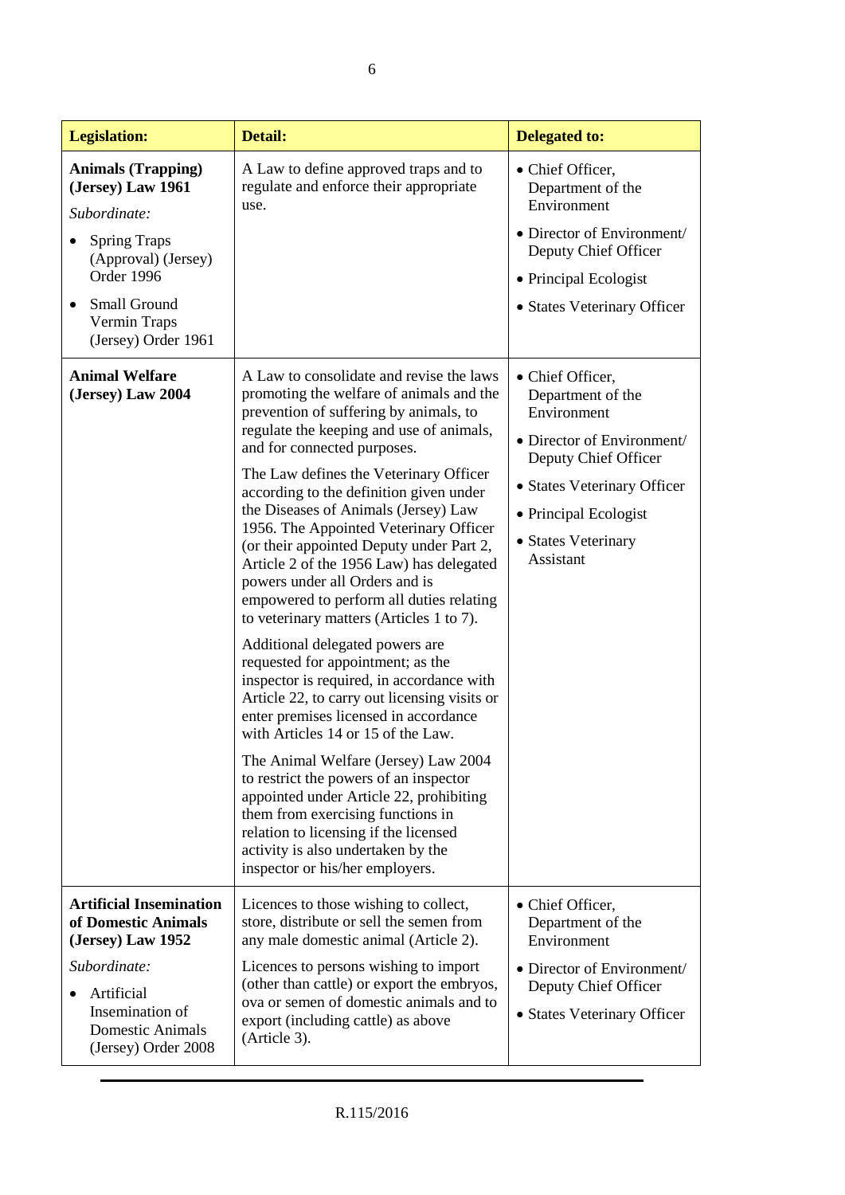| Legislation: | Detail: | Delegated to: |
|---|---|---|
| **Animals (Trapping) (Jersey) Law 1961**<br>*Subordinate:*<br>• Spring Traps (Approval) (Jersey) Order 1996<br>• Small Ground Vermin Traps (Jersey) Order 1961 | A Law to define approved traps and to regulate and enforce their appropriate use. | • Chief Officer, Department of the Environment<br>• Director of Environment/ Deputy Chief Officer<br>• Principal Ecologist<br>• States Veterinary Officer |
| **Animal Welfare (Jersey) Law 2004** | A Law to consolidate and revise the laws promoting the welfare of animals and the prevention of suffering by animals, to regulate the keeping and use of animals, and for connected purposes.<br><br>The Law defines the Veterinary Officer according to the definition given under the Diseases of Animals (Jersey) Law 1956. The Appointed Veterinary Officer (or their appointed Deputy under Part 2, Article 2 of the 1956 Law) has delegated powers under all Orders and is empowered to perform all duties relating to veterinary matters (Articles 1 to 7).<br><br>Additional delegated powers are requested for appointment; as the inspector is required, in accordance with Article 22, to carry out licensing visits or enter premises licensed in accordance with Articles 14 or 15 of the Law.<br><br>The Animal Welfare (Jersey) Law 2004 to restrict the powers of an inspector appointed under Article 22, prohibiting them from exercising functions in relation to licensing if the licensed activity is also undertaken by the inspector or his/her employers. | • Chief Officer, Department of the Environment<br>• Director of Environment/ Deputy Chief Officer<br>• States Veterinary Officer<br>• Principal Ecologist<br>• States Veterinary Assistant |
| **Artificial Insemination of Domestic Animals (Jersey) Law 1952**<br>*Subordinate:*<br>• Artificial Insemination of Domestic Animals (Jersey) Order 2008 | Licences to those wishing to collect, store, distribute or sell the semen from any male domestic animal (Article 2).<br><br>Licences to persons wishing to import (other than cattle) or export the embryos, ova or semen of domestic animals and to export (including cattle) as above (Article 3). | • Chief Officer, Department of the Environment<br>• Director of Environment/ Deputy Chief Officer<br>• States Veterinary Officer |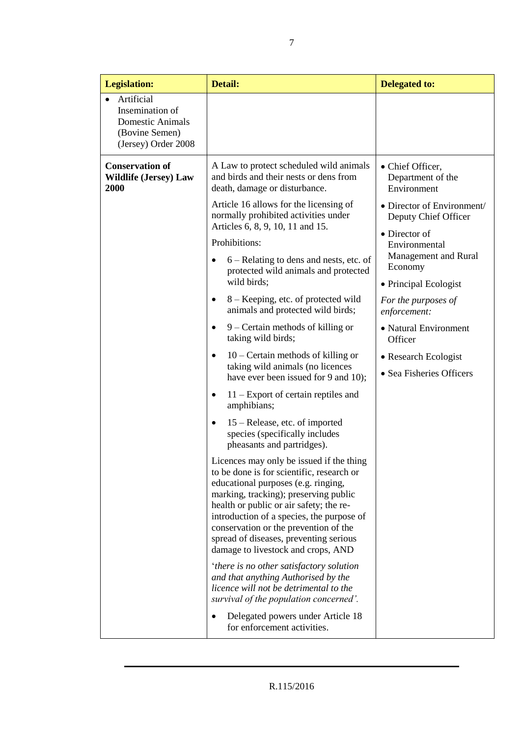| **Legislation:** | **Detail:** | **Delegated to:** |
|---|---|---|
| • Artificial Insemination of Domestic Animals (Bovine Semen) (Jersey) Order 2008 | | |
| **Conservation of Wildlife (Jersey) Law 2000** | A Law to protect scheduled wild animals and birds and their nests or dens from death, damage or disturbance.<br><br>Article 16 allows for the licensing of normally prohibited activities under Articles 6, 8, 9, 10, 11 and 15.<br><br>Prohibitions:<br><br>• 6 – Relating to dens and nests, etc. of protected wild animals and protected wild birds;<br>• 8 – Keeping, etc. of protected wild animals and protected wild birds;<br>• 9 – Certain methods of killing or taking wild birds;<br>• 10 – Certain methods of killing or taking wild animals (no licences have ever been issued for 9 and 10);<br>• 11 – Export of certain reptiles and amphibians;<br>• 15 – Release, etc. of imported species (specifically includes pheasants and partridges).<br><br>Licences may only be issued if the thing to be done is for scientific, research or educational purposes (e.g. ringing, marking, tracking); preserving public health or public or air safety; the re-introduction of a species, the purpose of conservation or the prevention of the spread of diseases, preventing serious damage to livestock and crops, AND<br><br>'*there is no other satisfactory solution and that anything Authorised by the licence will not be detrimental to the survival of the population concerned'.*<br><br>• Delegated powers under Article 18 for enforcement activities. | • Chief Officer, Department of the Environment<br>• Director of Environment/ Deputy Chief Officer<br>• Director of Environmental Management and Rural Economy<br>• Principal Ecologist<br><br>*For the purposes of enforcement:*<br><br>• Natural Environment Officer<br>• Research Ecologist<br>• Sea Fisheries Officers |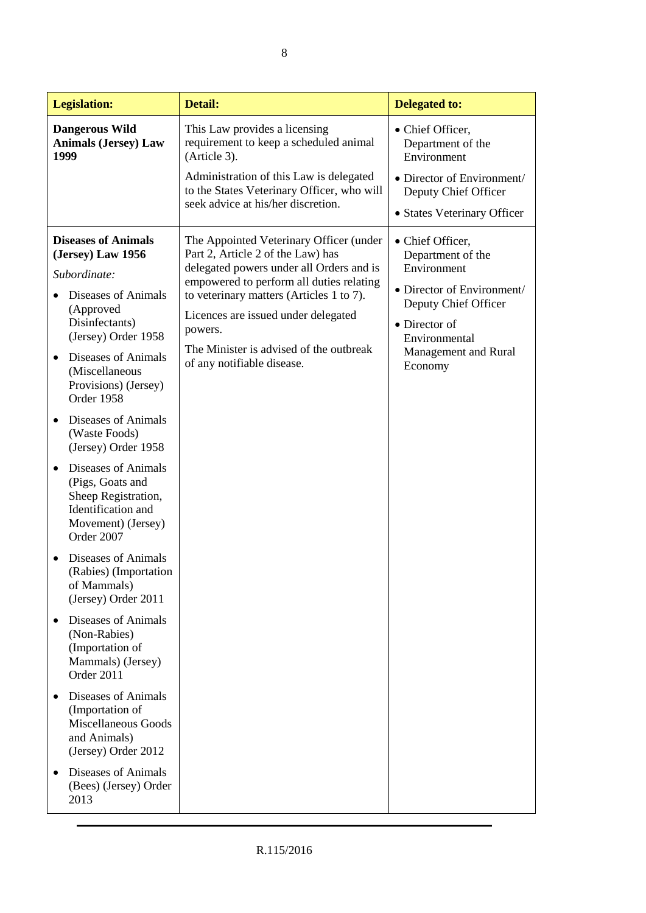| Legislation: | Detail: | Delegated to: |
|---|---|---|
| **Dangerous Wild Animals (Jersey) Law 1999** | This Law provides a licensing requirement to keep a scheduled animal (Article 3).<br><br>Administration of this Law is delegated to the States Veterinary Officer, who will seek advice at his/her discretion. | • Chief Officer, Department of the Environment<br>• Director of Environment/ Deputy Chief Officer<br>• States Veterinary Officer |
| **Diseases of Animals (Jersey) Law 1956**<br><br>*Subordinate:*<br>• Diseases of Animals (Approved Disinfectants) (Jersey) Order 1958<br>• Diseases of Animals (Miscellaneous Provisions) (Jersey) Order 1958<br>• Diseases of Animals (Waste Foods) (Jersey) Order 1958<br>• Diseases of Animals (Pigs, Goats and Sheep Registration, Identification and Movement) (Jersey) Order 2007<br>• Diseases of Animals (Rabies) (Importation of Mammals) (Jersey) Order 2011<br>• Diseases of Animals (Non-Rabies) (Importation of Mammals) (Jersey) Order 2011<br>• Diseases of Animals (Importation of Miscellaneous Goods and Animals) (Jersey) Order 2012<br>• Diseases of Animals (Bees) (Jersey) Order 2013 | The Appointed Veterinary Officer (under Part 2, Article 2 of the Law) has delegated powers under all Orders and is empowered to perform all duties relating to veterinary matters (Articles 1 to 7).<br><br>Licences are issued under delegated powers.<br><br>The Minister is advised of the outbreak of any notifiable disease. | • Chief Officer, Department of the Environment<br>• Director of Environment/ Deputy Chief Officer<br>• Director of Environmental Management and Rural Economy |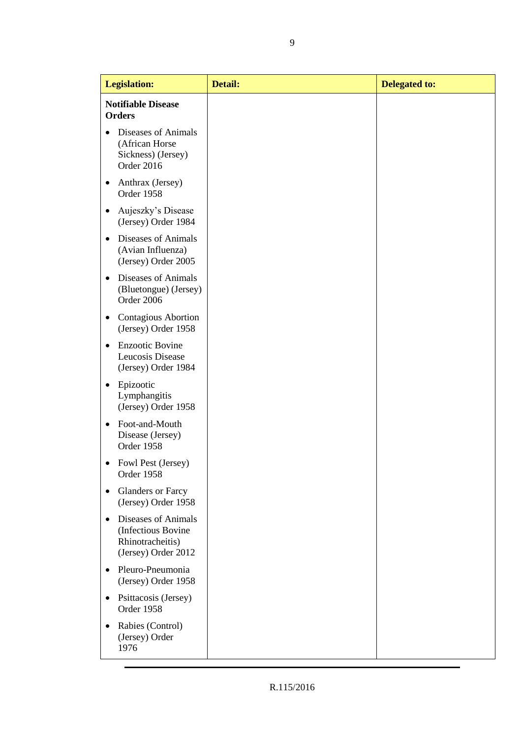| Legislation: | Detail: | Delegated to: |
|---|---|---|
| **Notifiable Disease Orders**<br>• Diseases of Animals (African Horse Sickness) (Jersey) Order 2016<br>• Anthrax (Jersey) Order 1958<br>• Aujeszky's Disease (Jersey) Order 1984<br>• Diseases of Animals (Avian Influenza) (Jersey) Order 2005<br>• Diseases of Animals (Bluetongue) (Jersey) Order 2006<br>• Contagious Abortion (Jersey) Order 1958<br>• Enzootic Bovine Leucosis Disease (Jersey) Order 1984<br>• Epizootic Lymphangitis (Jersey) Order 1958<br>• Foot-and-Mouth Disease (Jersey) Order 1958<br>• Fowl Pest (Jersey) Order 1958<br>• Glanders or Farcy (Jersey) Order 1958<br>• Diseases of Animals (Infectious Bovine Rhinotracheitis) (Jersey) Order 2012<br>• Pleuro-Pneumonia (Jersey) Order 1958<br>• Psittacosis (Jersey) Order 1958<br>• Rabies (Control) (Jersey) Order 1976 | | |

R.115/2016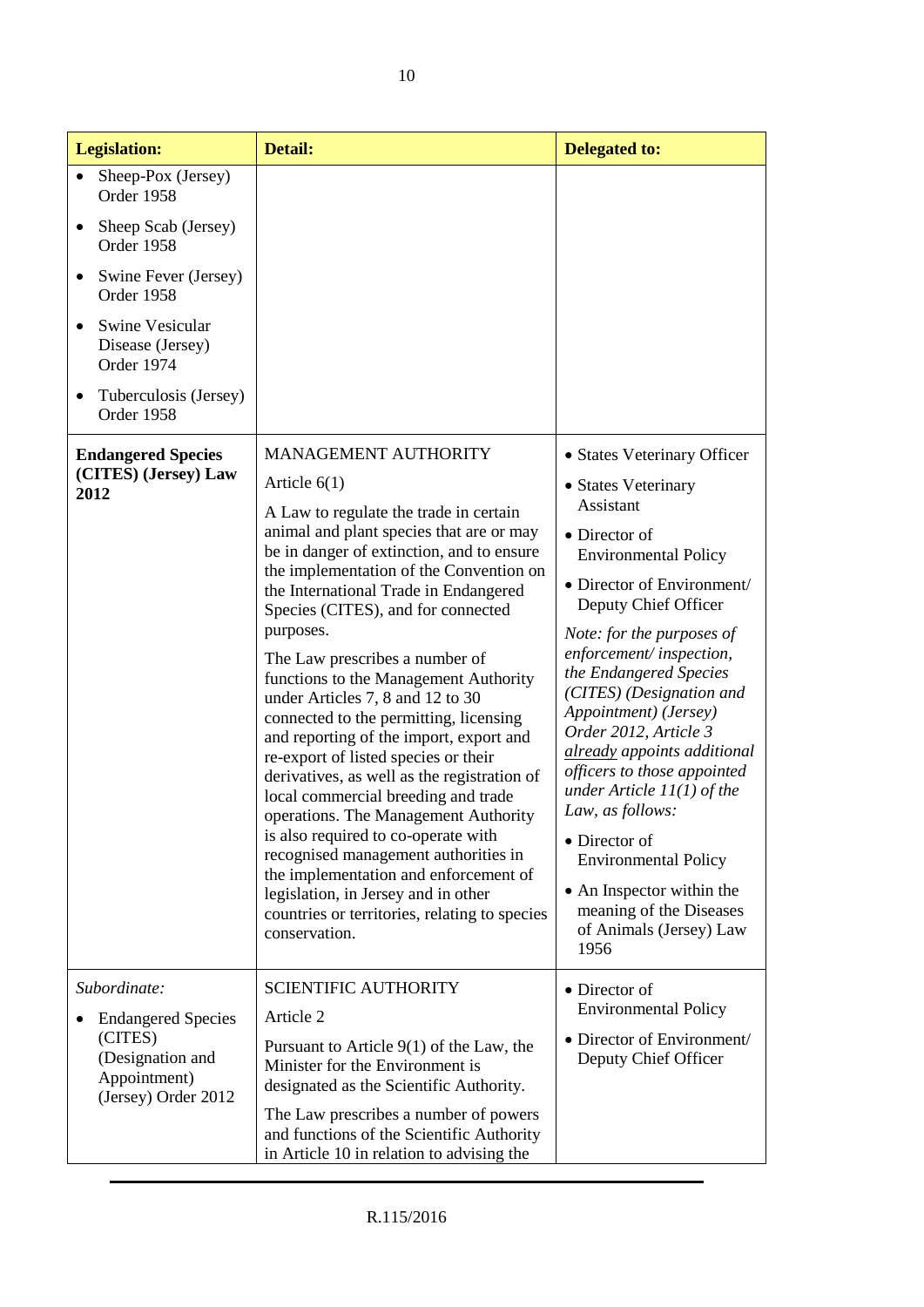| Legislation: | Detail: | Delegated to: |
|---|---|---|
| • Sheep-Pox (Jersey) Order 1958<br>• Sheep Scab (Jersey) Order 1958<br>• Swine Fever (Jersey) Order 1958<br>• Swine Vesicular Disease (Jersey) Order 1974<br>• Tuberculosis (Jersey) Order 1958 | | |
| **Endangered Species (CITES) (Jersey) Law 2012** | MANAGEMENT AUTHORITY<br>Article 6(1)<br>A Law to regulate the trade in certain animal and plant species that are or may be in danger of extinction, and to ensure the implementation of the Convention on the International Trade in Endangered Species (CITES), and for connected purposes.<br>The Law prescribes a number of functions to the Management Authority under Articles 7, 8 and 12 to 30 connected to the permitting, licensing and reporting of the import, export and re-export of listed species or their derivatives, as well as the registration of local commercial breeding and trade operations. The Management Authority is also required to co-operate with recognised management authorities in the implementation and enforcement of legislation, in Jersey and in other countries or territories, relating to species conservation. | • States Veterinary Officer<br>• States Veterinary Assistant<br>• Director of Environmental Policy<br>• Director of Environment/ Deputy Chief Officer<br>*Note: for the purposes of enforcement/ inspection, the Endangered Species (CITES) (Designation and Appointment) (Jersey) Order 2012, Article 3 <u>already</u> appoints additional officers to those appointed under Article 11(1) of the Law, as follows:*<br>• Director of Environmental Policy<br>• An Inspector within the meaning of the Diseases of Animals (Jersey) Law 1956 |
| *Subordinate:*<br>• Endangered Species (CITES) (Designation and Appointment) (Jersey) Order 2012 | SCIENTIFIC AUTHORITY<br>Article 2<br>Pursuant to Article 9(1) of the Law, the Minister for the Environment is designated as the Scientific Authority.<br>The Law prescribes a number of powers and functions of the Scientific Authority in Article 10 in relation to advising the | • Director of Environmental Policy<br>• Director of Environment/ Deputy Chief Officer |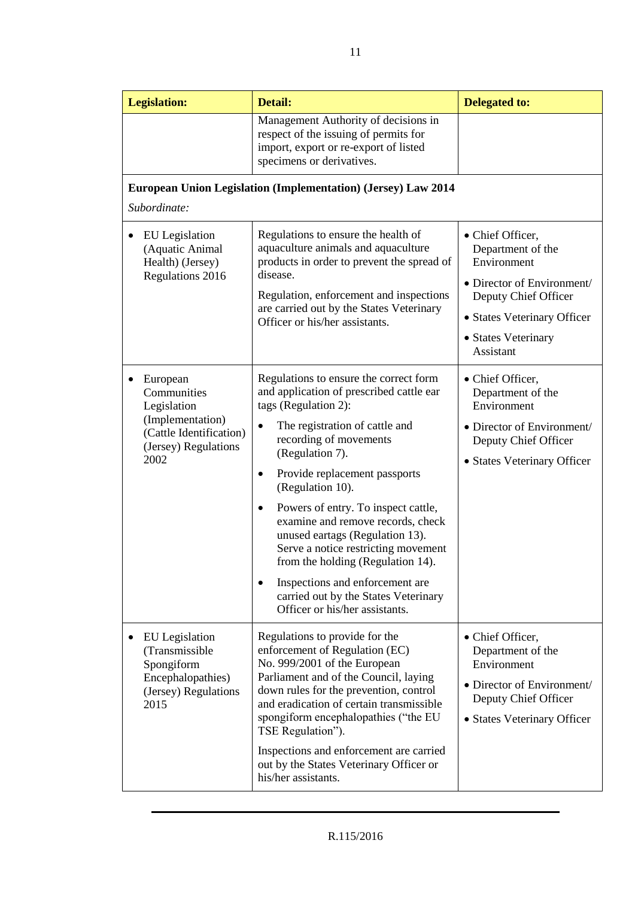| Legislation: | Detail: | Delegated to: |
|---|---|---|
| | Management Authority of decisions in respect of the issuing of permits for import, export or re-export of listed specimens or derivatives. | |
| **European Union Legislation (Implementation) (Jersey) Law 2014**<br>*Subordinate:* | | |
| • EU Legislation (Aquatic Animal Health) (Jersey) Regulations 2016 | Regulations to ensure the health of aquaculture animals and aquaculture products in order to prevent the spread of disease.<br>Regulation, enforcement and inspections are carried out by the States Veterinary Officer or his/her assistants. | • Chief Officer, Department of the Environment<br>• Director of Environment/ Deputy Chief Officer<br>• States Veterinary Officer<br>• States Veterinary Assistant |
| • European Communities Legislation (Implementation) (Cattle Identification) (Jersey) Regulations 2002 | Regulations to ensure the correct form and application of prescribed cattle ear tags (Regulation 2):<br>• The registration of cattle and recording of movements (Regulation 7).<br>• Provide replacement passports (Regulation 10).<br>• Powers of entry. To inspect cattle, examine and remove records, check unused eartags (Regulation 13). Serve a notice restricting movement from the holding (Regulation 14).<br>• Inspections and enforcement are carried out by the States Veterinary Officer or his/her assistants. | • Chief Officer, Department of the Environment<br>• Director of Environment/ Deputy Chief Officer<br>• States Veterinary Officer |
| • EU Legislation (Transmissible Spongiform Encephalopathies) (Jersey) Regulations 2015 | Regulations to provide for the enforcement of Regulation (EC) No. 999/2001 of the European Parliament and of the Council, laying down rules for the prevention, control and eradication of certain transmissible spongiform encephalopathies ("the EU TSE Regulation").<br>Inspections and enforcement are carried out by the States Veterinary Officer or his/her assistants. | • Chief Officer, Department of the Environment<br>• Director of Environment/ Deputy Chief Officer<br>• States Veterinary Officer |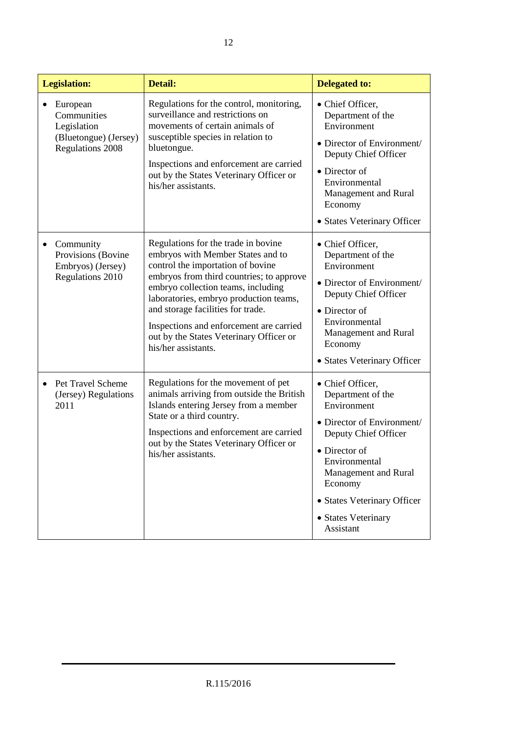| **Legislation:** | **Detail:** | **Delegated to:** |
|---|---|---|
| • European Communities Legislation (Bluetongue) (Jersey) Regulations 2008 | Regulations for the control, monitoring, surveillance and restrictions on movements of certain animals of susceptible species in relation to bluetongue.<br><br>Inspections and enforcement are carried out by the States Veterinary Officer or his/her assistants. | • Chief Officer, Department of the Environment<br>• Director of Environment/ Deputy Chief Officer<br>• Director of Environmental Management and Rural Economy<br>• States Veterinary Officer |
| • Community Provisions (Bovine Embryos) (Jersey) Regulations 2010 | Regulations for the trade in bovine embryos with Member States and to control the importation of bovine embryos from third countries; to approve embryo collection teams, including laboratories, embryo production teams, and storage facilities for trade.<br><br>Inspections and enforcement are carried out by the States Veterinary Officer or his/her assistants. | • Chief Officer, Department of the Environment<br>• Director of Environment/ Deputy Chief Officer<br>• Director of Environmental Management and Rural Economy<br>• States Veterinary Officer |
| • Pet Travel Scheme (Jersey) Regulations 2011 | Regulations for the movement of pet animals arriving from outside the British Islands entering Jersey from a member State or a third country.<br><br>Inspections and enforcement are carried out by the States Veterinary Officer or his/her assistants. | • Chief Officer, Department of the Environment<br>• Director of Environment/ Deputy Chief Officer<br>• Director of Environmental Management and Rural Economy<br>• States Veterinary Officer<br>• States Veterinary Assistant |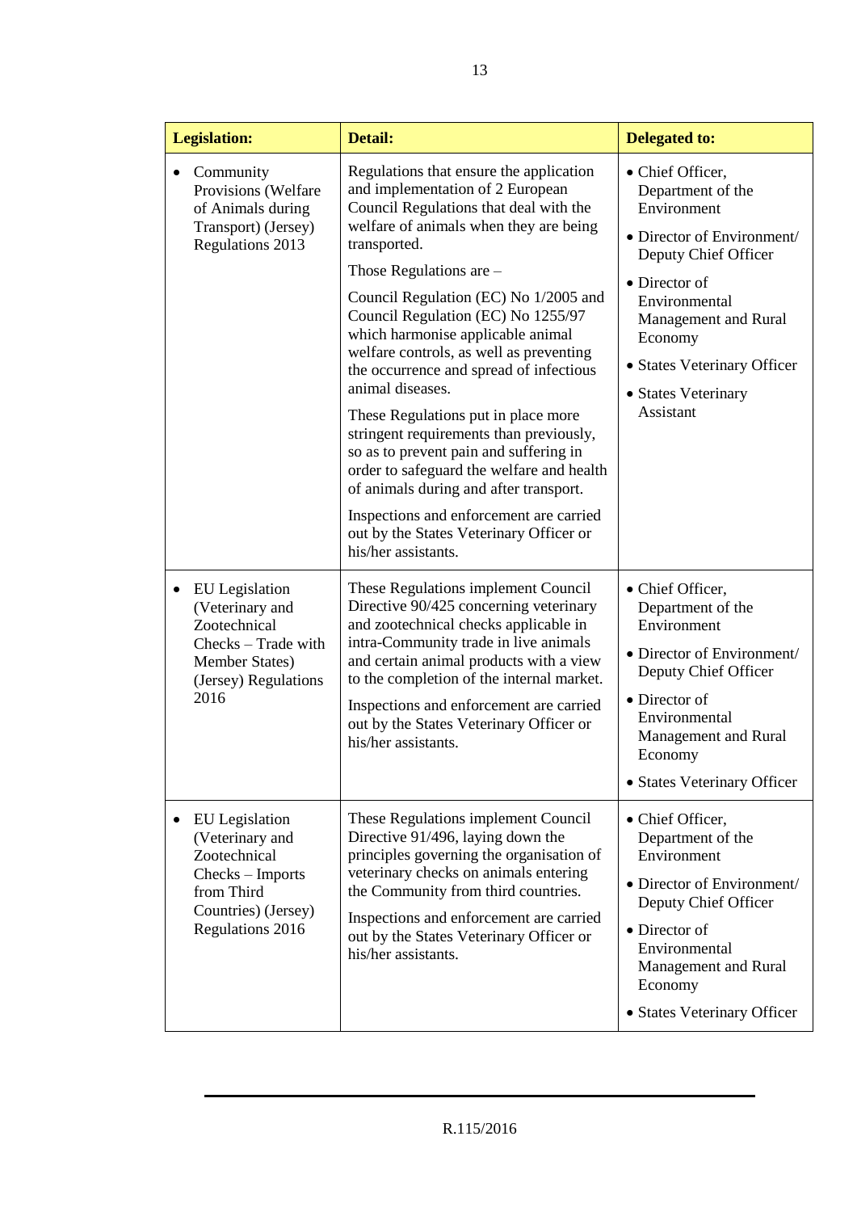| Legislation: | Detail: | Delegated to: |
|---|---|---|
| • Community Provisions (Welfare of Animals during Transport) (Jersey) Regulations 2013 | Regulations that ensure the application and implementation of 2 European Council Regulations that deal with the welfare of animals when they are being transported.<br><br>Those Regulations are –<br><br>Council Regulation (EC) No 1/2005 and Council Regulation (EC) No 1255/97 which harmonise applicable animal welfare controls, as well as preventing the occurrence and spread of infectious animal diseases.<br><br>These Regulations put in place more stringent requirements than previously, so as to prevent pain and suffering in order to safeguard the welfare and health of animals during and after transport.<br><br>Inspections and enforcement are carried out by the States Veterinary Officer or his/her assistants. | • Chief Officer, Department of the Environment<br>• Director of Environment/ Deputy Chief Officer<br>• Director of Environmental Management and Rural Economy<br>• States Veterinary Officer<br>• States Veterinary Assistant |
| • EU Legislation (Veterinary and Zootechnical Checks – Trade with Member States) (Jersey) Regulations 2016 | These Regulations implement Council Directive 90/425 concerning veterinary and zootechnical checks applicable in intra-Community trade in live animals and certain animal products with a view to the completion of the internal market.<br><br>Inspections and enforcement are carried out by the States Veterinary Officer or his/her assistants. | • Chief Officer, Department of the Environment<br>• Director of Environment/ Deputy Chief Officer<br>• Director of Environmental Management and Rural Economy<br>• States Veterinary Officer |
| • EU Legislation (Veterinary and Zootechnical Checks – Imports from Third Countries) (Jersey) Regulations 2016 | These Regulations implement Council Directive 91/496, laying down the principles governing the organisation of veterinary checks on animals entering the Community from third countries.<br><br>Inspections and enforcement are carried out by the States Veterinary Officer or his/her assistants. | • Chief Officer, Department of the Environment<br>• Director of Environment/ Deputy Chief Officer<br>• Director of Environmental Management and Rural Economy<br>• States Veterinary Officer |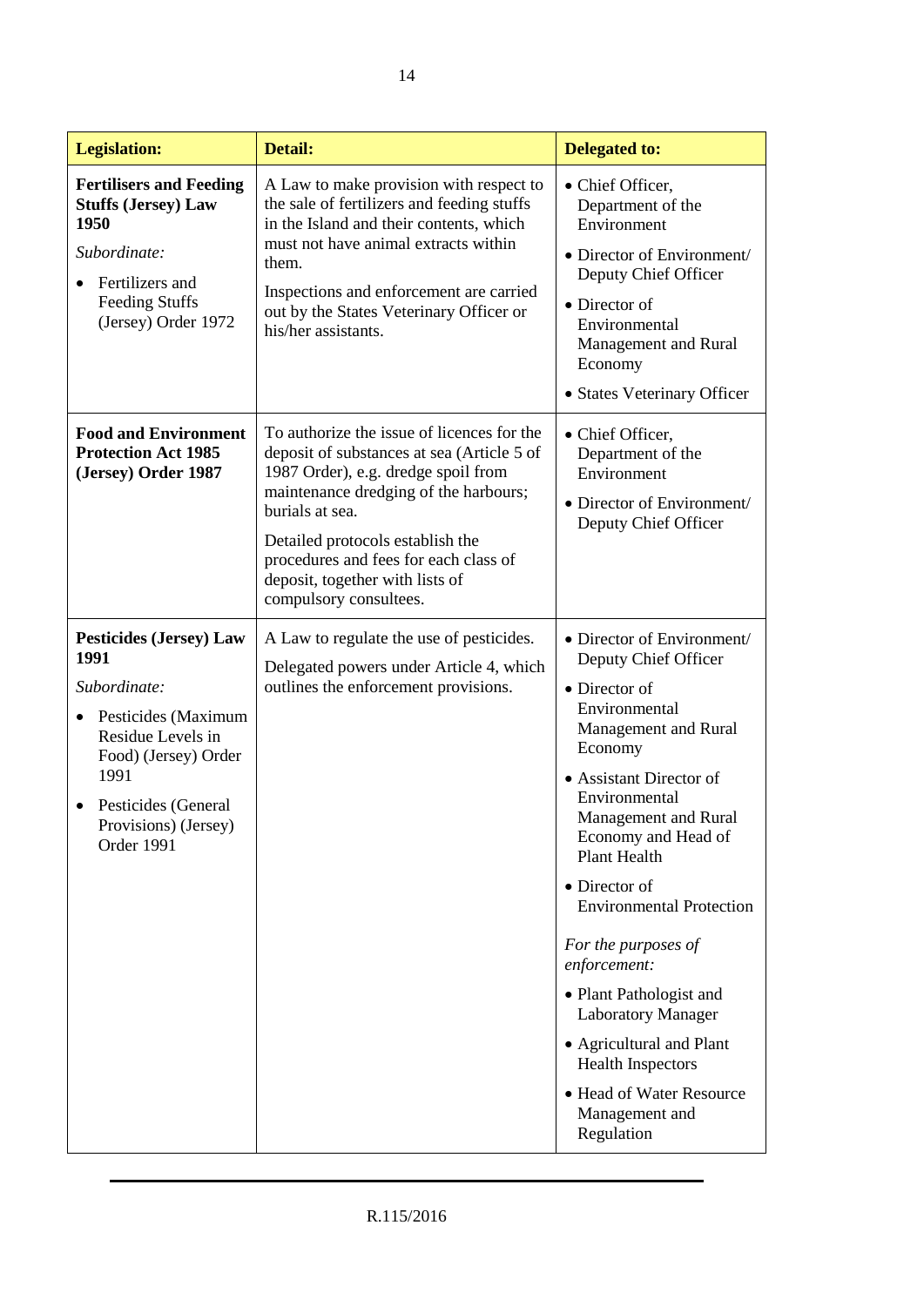| Legislation: | Detail: | Delegated to: |
|---|---|---|
| **Fertilisers and Feeding Stuffs (Jersey) Law 1950**<br>*Subordinate:*<br>• Fertilizers and Feeding Stuffs (Jersey) Order 1972 | A Law to make provision with respect to the sale of fertilizers and feeding stuffs in the Island and their contents, which must not have animal extracts within them.<br>Inspections and enforcement are carried out by the States Veterinary Officer or his/her assistants. | • Chief Officer, Department of the Environment<br>• Director of Environment/ Deputy Chief Officer<br>• Director of Environmental Management and Rural Economy<br>• States Veterinary Officer |
| **Food and Environment Protection Act 1985 (Jersey) Order 1987** | To authorize the issue of licences for the deposit of substances at sea (Article 5 of 1987 Order), e.g. dredge spoil from maintenance dredging of the harbours; burials at sea.<br>Detailed protocols establish the procedures and fees for each class of deposit, together with lists of compulsory consultees. | • Chief Officer, Department of the Environment<br>• Director of Environment/ Deputy Chief Officer |
| **Pesticides (Jersey) Law 1991**<br>*Subordinate:*<br>• Pesticides (Maximum Residue Levels in Food) (Jersey) Order 1991<br>• Pesticides (General Provisions) (Jersey) Order 1991 | A Law to regulate the use of pesticides.<br>Delegated powers under Article 4, which outlines the enforcement provisions. | • Director of Environment/ Deputy Chief Officer<br>• Director of Environmental Management and Rural Economy<br>• Assistant Director of Environmental Management and Rural Economy and Head of Plant Health<br>• Director of Environmental Protection<br>*For the purposes of enforcement:*<br>• Plant Pathologist and Laboratory Manager<br>• Agricultural and Plant Health Inspectors<br>• Head of Water Resource Management and Regulation |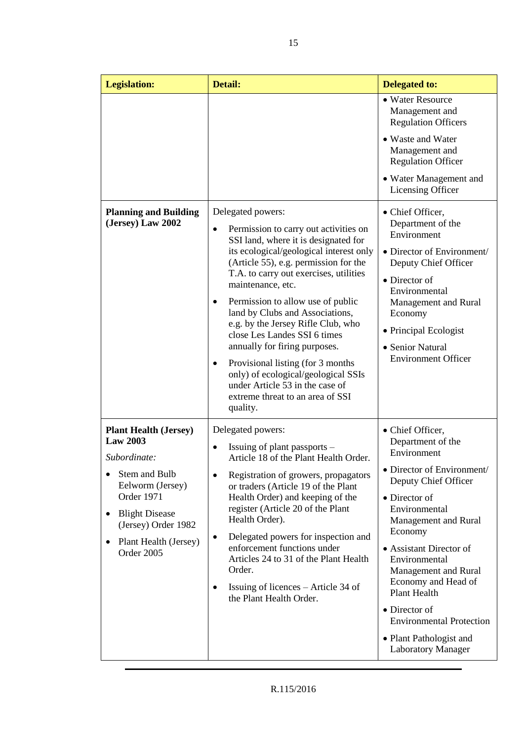| Legislation: | Detail: | Delegated to: |
|---|---|---|
| | | • Water Resource Management and Regulation Officers<br>• Waste and Water Management and Regulation Officer<br>• Water Management and Licensing Officer |
| **Planning and Building (Jersey) Law 2002** | Delegated powers:<br>• Permission to carry out activities on SSI land, where it is designated for its ecological/geological interest only (Article 55), e.g. permission for the T.A. to carry out exercises, utilities maintenance, etc.<br>• Permission to allow use of public land by Clubs and Associations, e.g. by the Jersey Rifle Club, who close Les Landes SSI 6 times annually for firing purposes.<br>• Provisional listing (for 3 months only) of ecological/geological SSIs under Article 53 in the case of extreme threat to an area of SSI quality. | • Chief Officer, Department of the Environment<br>• Director of Environment/ Deputy Chief Officer<br>• Director of Environmental Management and Rural Economy<br>• Principal Ecologist<br>• Senior Natural Environment Officer |
| **Plant Health (Jersey) Law 2003**<br>*Subordinate:*<br>• Stem and Bulb Eelworm (Jersey) Order 1971<br>• Blight Disease (Jersey) Order 1982<br>• Plant Health (Jersey) Order 2005 | Delegated powers:<br>• Issuing of plant passports – Article 18 of the Plant Health Order.<br>• Registration of growers, propagators or traders (Article 19 of the Plant Health Order) and keeping of the register (Article 20 of the Plant Health Order).<br>• Delegated powers for inspection and enforcement functions under Articles 24 to 31 of the Plant Health Order.<br>• Issuing of licences – Article 34 of the Plant Health Order. | • Chief Officer, Department of the Environment<br>• Director of Environment/ Deputy Chief Officer<br>• Director of Environmental Management and Rural Economy<br>• Assistant Director of Environmental Management and Rural Economy and Head of Plant Health<br>• Director of Environmental Protection<br>• Plant Pathologist and Laboratory Manager |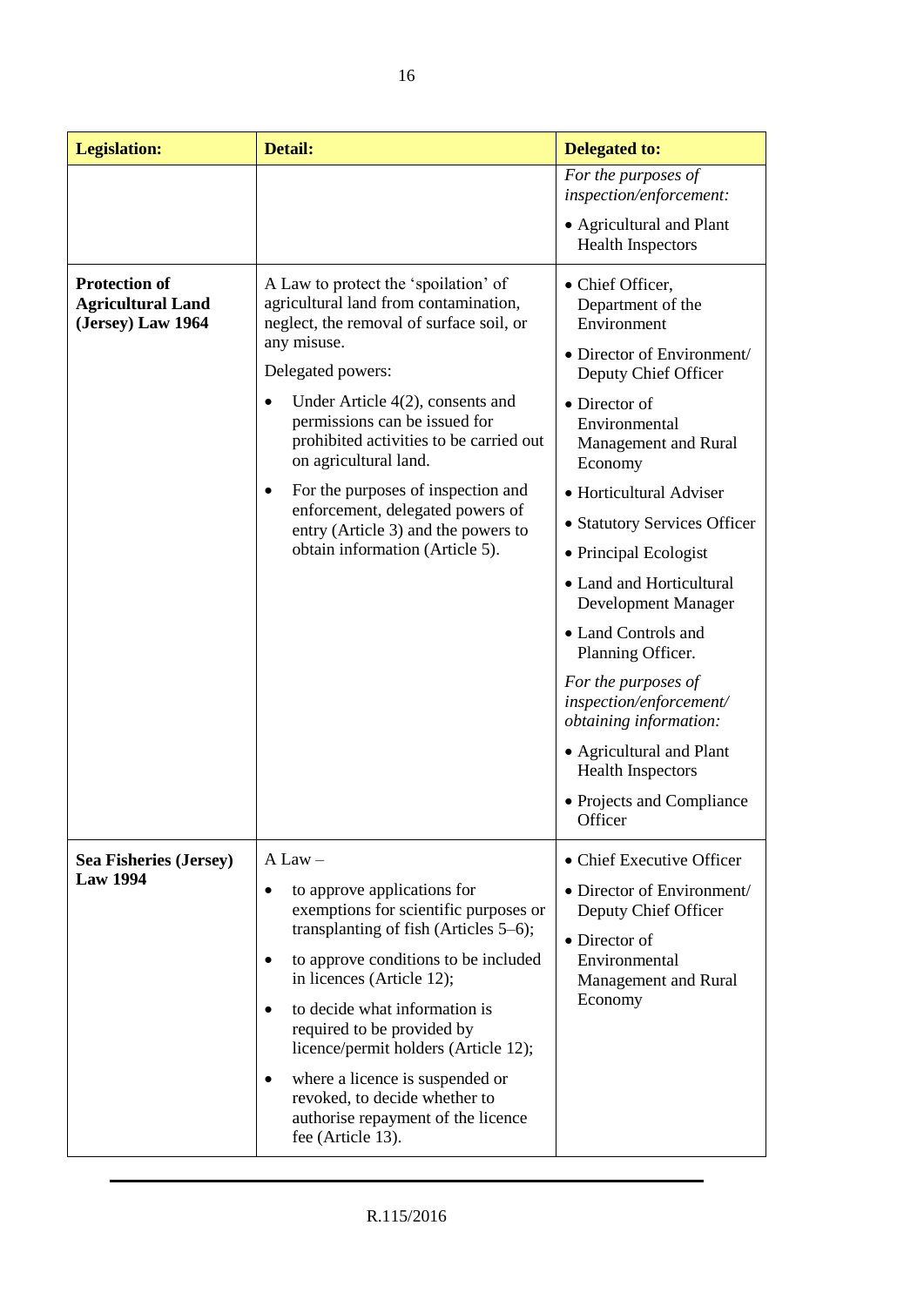| Legislation: | Detail: | Delegated to: |
| --- | --- | --- |
| | | *For the purposes of inspection/enforcement:*<br>• Agricultural and Plant Health Inspectors |
| **Protection of Agricultural Land (Jersey) Law 1964** | A Law to protect the 'spoilation' of agricultural land from contamination, neglect, the removal of surface soil, or any misuse.<br>Delegated powers:<br>• Under Article 4(2), consents and permissions can be issued for prohibited activities to be carried out on agricultural land.<br>• For the purposes of inspection and enforcement, delegated powers of entry (Article 3) and the powers to obtain information (Article 5). | • Chief Officer, Department of the Environment<br>• Director of Environment/ Deputy Chief Officer<br>• Director of Environmental Management and Rural Economy<br>• Horticultural Adviser<br>• Statutory Services Officer<br>• Principal Ecologist<br>• Land and Horticultural Development Manager<br>• Land Controls and Planning Officer.<br>*For the purposes of inspection/enforcement/ obtaining information:*<br>• Agricultural and Plant Health Inspectors<br>• Projects and Compliance Officer |
| **Sea Fisheries (Jersey) Law 1994** | A Law –<br>• to approve applications for exemptions for scientific purposes or transplanting of fish (Articles 5–6);<br>• to approve conditions to be included in licences (Article 12);<br>• to decide what information is required to be provided by licence/permit holders (Article 12);<br>• where a licence is suspended or revoked, to decide whether to authorise repayment of the licence fee (Article 13). | • Chief Executive Officer<br>• Director of Environment/ Deputy Chief Officer<br>• Director of Environmental Management and Rural Economy |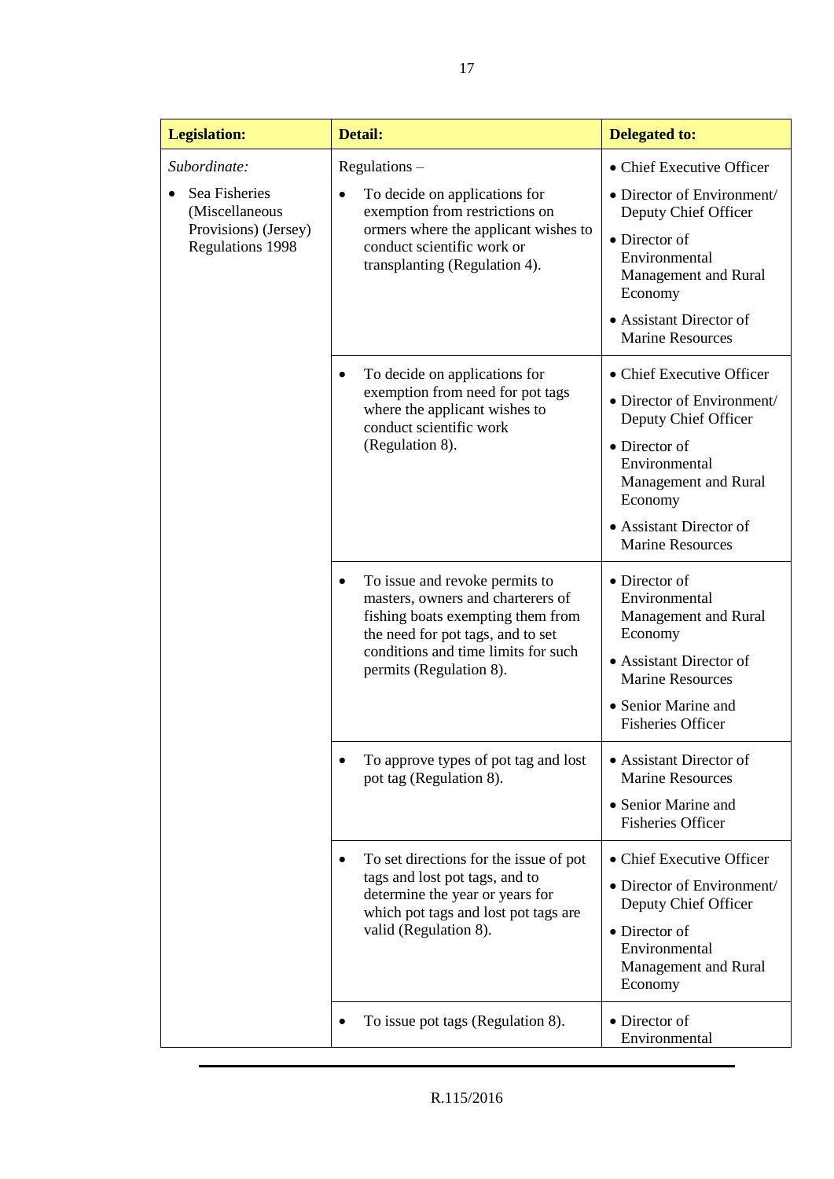| **Legislation:** | **Detail:** | **Delegated to:** |
|---|---|---|
| *Subordinate:*<br>• Sea Fisheries (Miscellaneous Provisions) (Jersey) Regulations 1998 | Regulations –<br>• To decide on applications for exemption from restrictions on ormers where the applicant wishes to conduct scientific work or transplanting (Regulation 4). | • Chief Executive Officer<br>• Director of Environment/ Deputy Chief Officer<br>• Director of Environmental Management and Rural Economy<br>• Assistant Director of Marine Resources |
| | • To decide on applications for exemption from need for pot tags where the applicant wishes to conduct scientific work (Regulation 8). | • Chief Executive Officer<br>• Director of Environment/ Deputy Chief Officer<br>• Director of Environmental Management and Rural Economy<br>• Assistant Director of Marine Resources |
| | • To issue and revoke permits to masters, owners and charterers of fishing boats exempting them from the need for pot tags, and to set conditions and time limits for such permits (Regulation 8). | • Director of Environmental Management and Rural Economy<br>• Assistant Director of Marine Resources<br>• Senior Marine and Fisheries Officer |
| | • To approve types of pot tag and lost pot tag (Regulation 8). | • Assistant Director of Marine Resources<br>• Senior Marine and Fisheries Officer |
| | • To set directions for the issue of pot tags and lost pot tags, and to determine the year or years for which pot tags and lost pot tags are valid (Regulation 8). | • Chief Executive Officer<br>• Director of Environment/ Deputy Chief Officer<br>• Director of Environmental Management and Rural Economy |
| | • To issue pot tags (Regulation 8). | • Director of Environmental |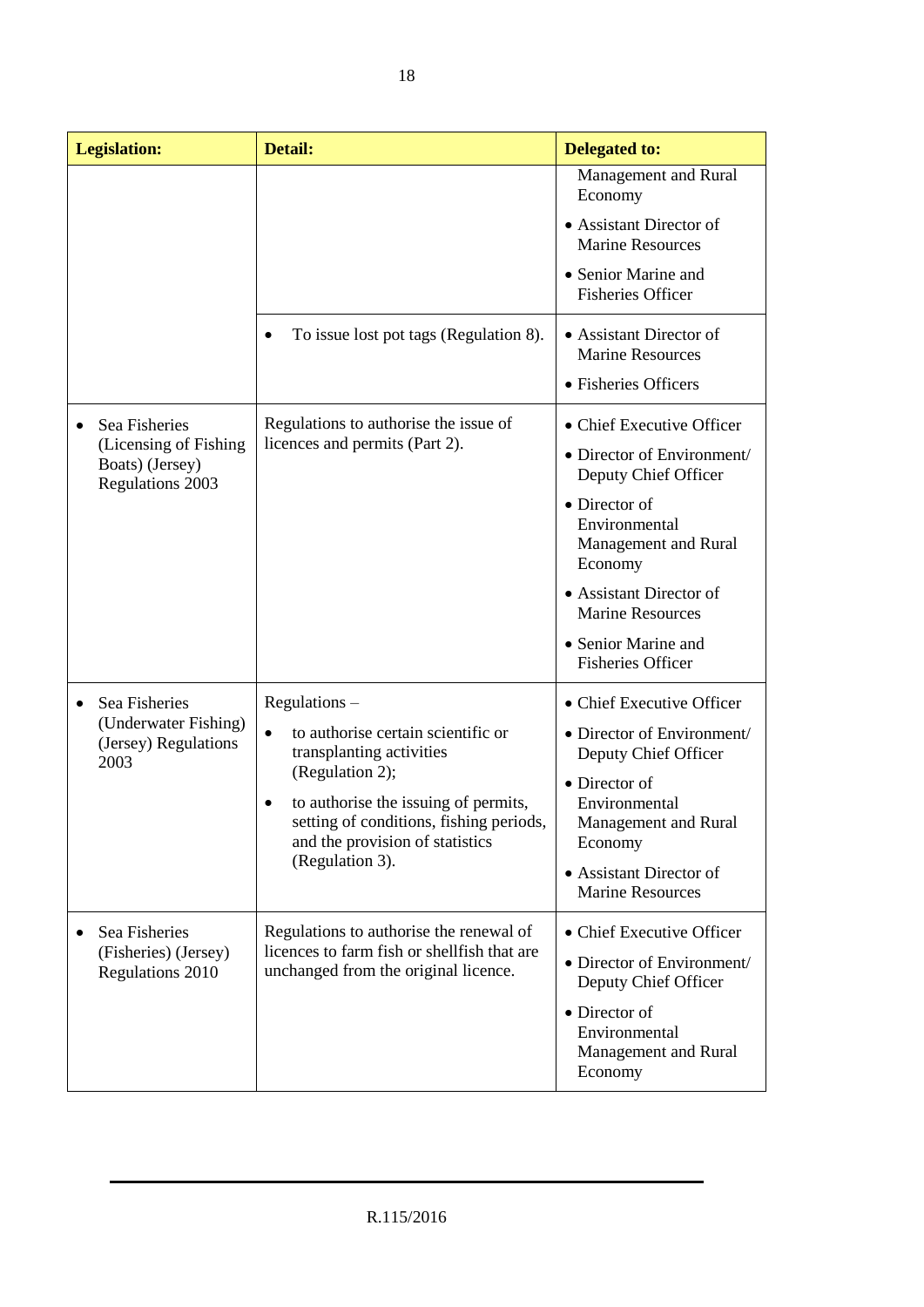| Legislation: | Detail: | Delegated to: |
|---|---|---|
| | | Management and Rural Economy<br>• Assistant Director of Marine Resources<br>• Senior Marine and Fisheries Officer |
| | • To issue lost pot tags (Regulation 8). | • Assistant Director of Marine Resources<br>• Fisheries Officers |
| • Sea Fisheries (Licensing of Fishing Boats) (Jersey) Regulations 2003 | Regulations to authorise the issue of licences and permits (Part 2). | • Chief Executive Officer<br>• Director of Environment/ Deputy Chief Officer<br>• Director of Environmental Management and Rural Economy<br>• Assistant Director of Marine Resources<br>• Senior Marine and Fisheries Officer |
| • Sea Fisheries (Underwater Fishing) (Jersey) Regulations 2003 | Regulations –<br>• to authorise certain scientific or transplanting activities (Regulation 2);<br>• to authorise the issuing of permits, setting of conditions, fishing periods, and the provision of statistics (Regulation 3). | • Chief Executive Officer<br>• Director of Environment/ Deputy Chief Officer<br>• Director of Environmental Management and Rural Economy<br>• Assistant Director of Marine Resources |
| • Sea Fisheries (Fisheries) (Jersey) Regulations 2010 | Regulations to authorise the renewal of licences to farm fish or shellfish that are unchanged from the original licence. | • Chief Executive Officer<br>• Director of Environment/ Deputy Chief Officer<br>• Director of Environmental Management and Rural Economy |

R.115/2016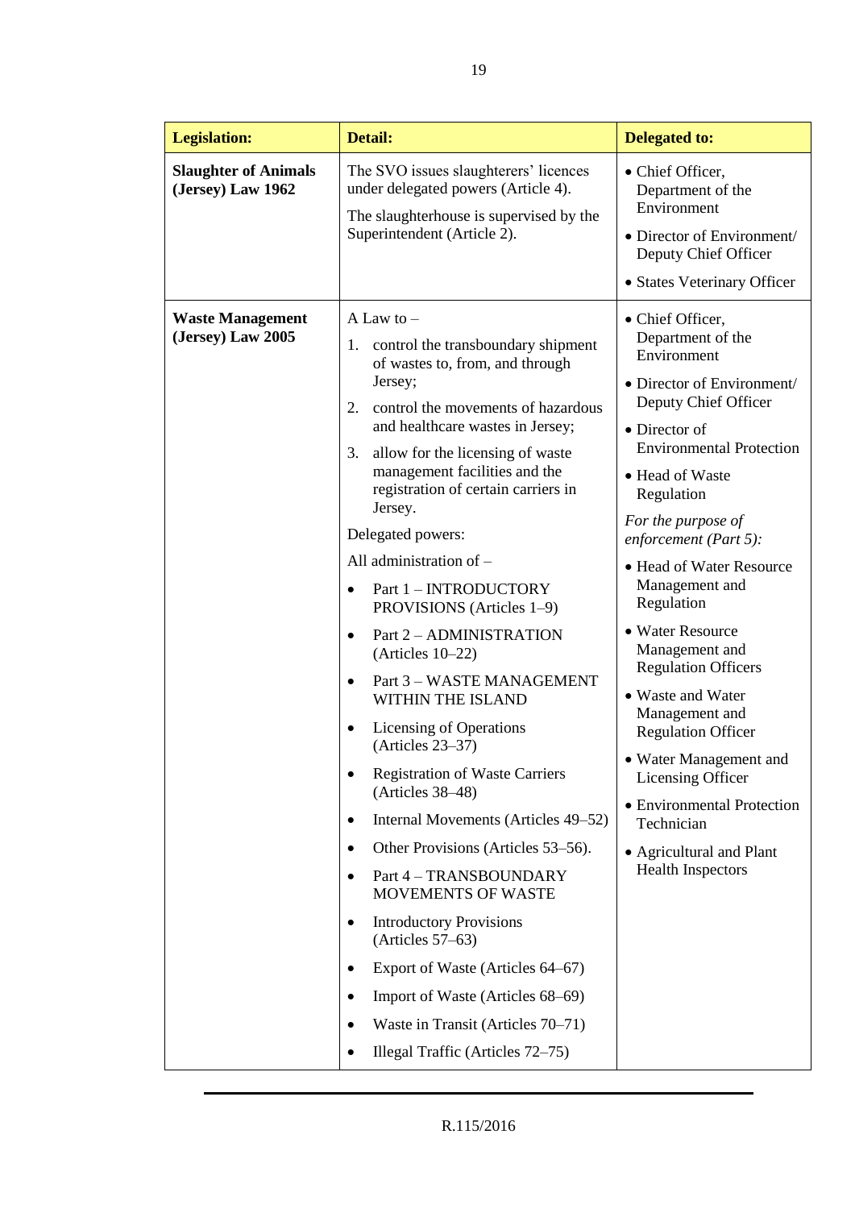| Legislation: | Detail: | Delegated to: |
|---|---|---|
| **Slaughter of Animals (Jersey) Law 1962** | The SVO issues slaughterers' licences under delegated powers (Article 4).<br>The slaughterhouse is supervised by the Superintendent (Article 2). | • Chief Officer, Department of the Environment<br>• Director of Environment/ Deputy Chief Officer<br>• States Veterinary Officer |
| **Waste Management (Jersey) Law 2005** | A Law to –<br>1. control the transboundary shipment of wastes to, from, and through Jersey;<br>2. control the movements of hazardous and healthcare wastes in Jersey;<br>3. allow for the licensing of waste management facilities and the registration of certain carriers in Jersey.<br>Delegated powers:<br>All administration of –<br>• Part 1 – INTRODUCTORY PROVISIONS (Articles 1–9)<br>• Part 2 – ADMINISTRATION (Articles 10–22)<br>• Part 3 – WASTE MANAGEMENT WITHIN THE ISLAND<br>• Licensing of Operations (Articles 23–37)<br>• Registration of Waste Carriers (Articles 38–48)<br>• Internal Movements (Articles 49–52)<br>• Other Provisions (Articles 53–56).<br>• Part 4 – TRANSBOUNDARY MOVEMENTS OF WASTE<br>• Introductory Provisions (Articles 57–63)<br>• Export of Waste (Articles 64–67)<br>• Import of Waste (Articles 68–69)<br>• Waste in Transit (Articles 70–71)<br>• Illegal Traffic (Articles 72–75) | • Chief Officer, Department of the Environment<br>• Director of Environment/ Deputy Chief Officer<br>• Director of Environmental Protection<br>• Head of Waste Regulation<br>*For the purpose of enforcement (Part 5):*<br>• Head of Water Resource Management and Regulation<br>• Water Resource Management and Regulation Officers<br>• Waste and Water Management and Regulation Officer<br>• Water Management and Licensing Officer<br>• Environmental Protection Technician<br>• Agricultural and Plant Health Inspectors |

R.115/2016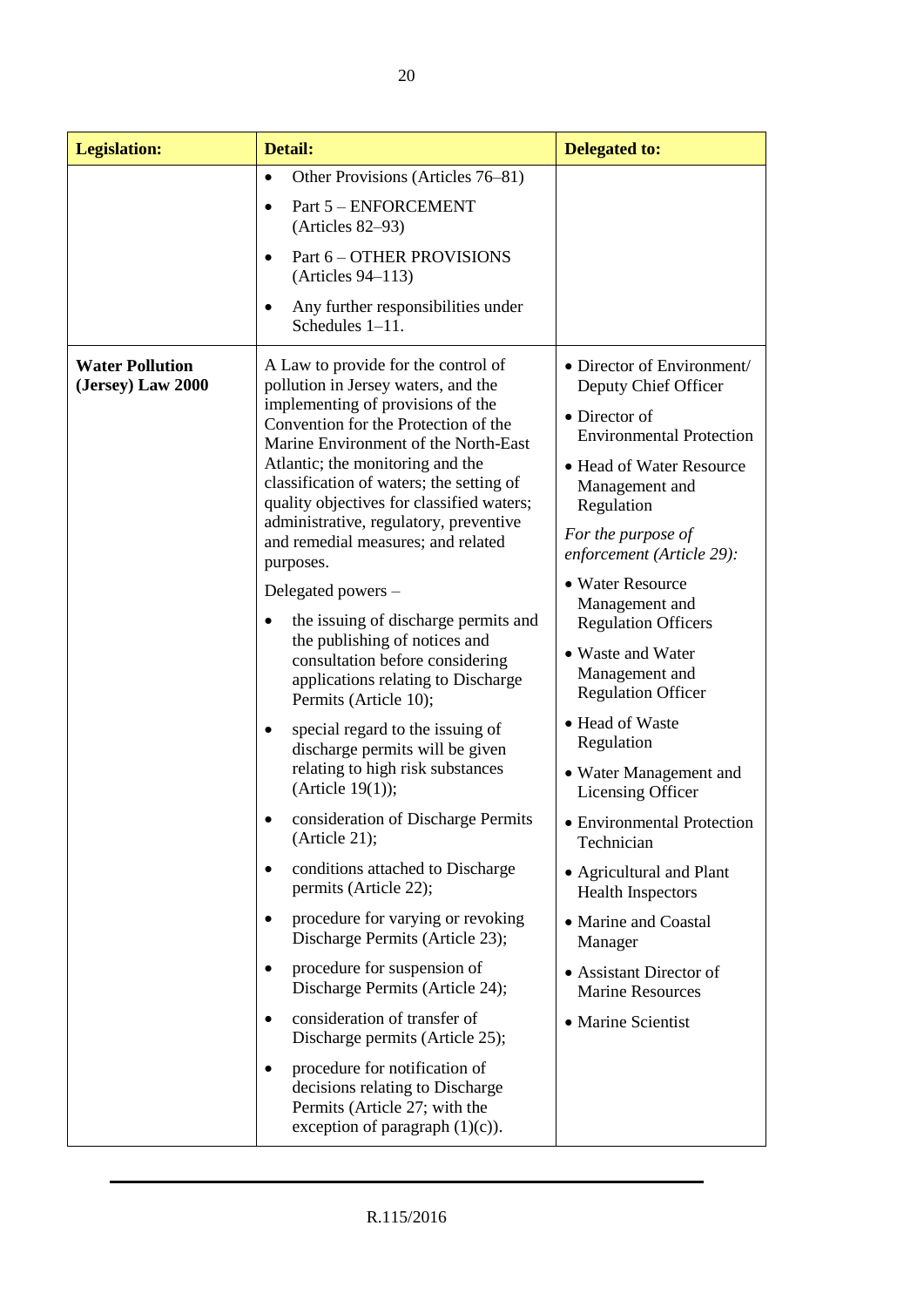| Legislation: | Detail: | Delegated to: |
| --- | --- | --- |
| | • Other Provisions (Articles 76–81)<br>• Part 5 – ENFORCEMENT (Articles 82–93)<br>• Part 6 – OTHER PROVISIONS (Articles 94–113)<br>• Any further responsibilities under Schedules 1–11. | |
| **Water Pollution (Jersey) Law 2000** | A Law to provide for the control of pollution in Jersey waters, and the implementing of provisions of the Convention for the Protection of the Marine Environment of the North-East Atlantic; the monitoring and the classification of waters; the setting of quality objectives for classified waters; administrative, regulatory, preventive and remedial measures; and related purposes.<br>Delegated powers –<br>• the issuing of discharge permits and the publishing of notices and consultation before considering applications relating to Discharge Permits (Article 10);<br>• special regard to the issuing of discharge permits will be given relating to high risk substances (Article 19(1));<br>• consideration of Discharge Permits (Article 21);<br>• conditions attached to Discharge permits (Article 22);<br>• procedure for varying or revoking Discharge Permits (Article 23);<br>• procedure for suspension of Discharge Permits (Article 24);<br>• consideration of transfer of Discharge permits (Article 25);<br>• procedure for notification of decisions relating to Discharge Permits (Article 27; with the exception of paragraph (1)(c)). | • Director of Environment/ Deputy Chief Officer<br>• Director of Environmental Protection<br>• Head of Water Resource Management and Regulation<br>*For the purpose of enforcement (Article 29):*<br>• Water Resource Management and Regulation Officers<br>• Waste and Water Management and Regulation Officer<br>• Head of Waste Regulation<br>• Water Management and Licensing Officer<br>• Environmental Protection Technician<br>• Agricultural and Plant Health Inspectors<br>• Marine and Coastal Manager<br>• Assistant Director of Marine Resources<br>• Marine Scientist |

R.115/2016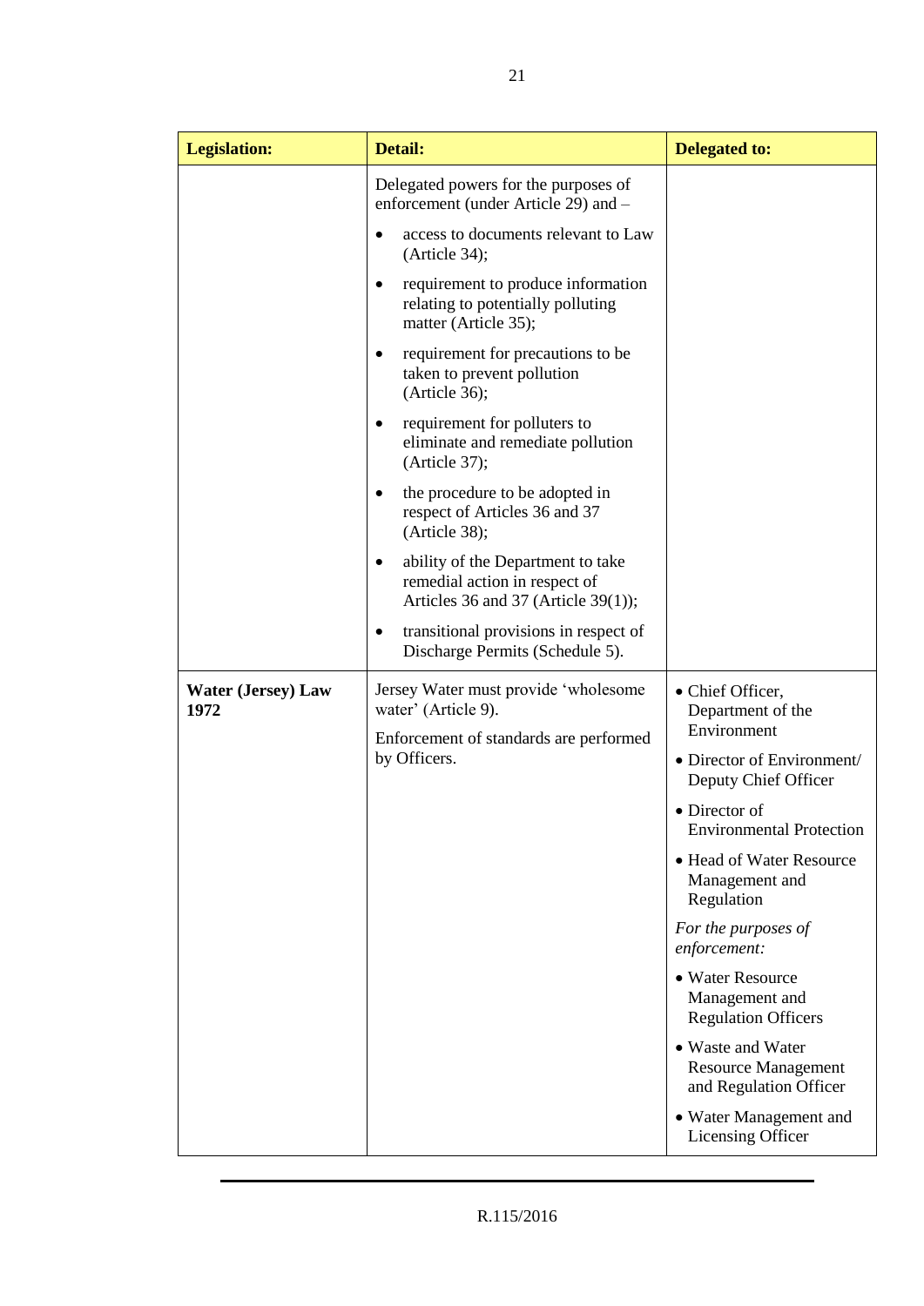| Legislation: | Detail: | Delegated to: |
|---|---|---|
| | Delegated powers for the purposes of enforcement (under Article 29) and – <br>• access to documents relevant to Law (Article 34); <br>• requirement to produce information relating to potentially polluting matter (Article 35); <br>• requirement for precautions to be taken to prevent pollution (Article 36); <br>• requirement for polluters to eliminate and remediate pollution (Article 37); <br>• the procedure to be adopted in respect of Articles 36 and 37 (Article 38); <br>• ability of the Department to take remedial action in respect of Articles 36 and 37 (Article 39(1)); <br>• transitional provisions in respect of Discharge Permits (Schedule 5). | |
| **Water (Jersey) Law 1972** | Jersey Water must provide 'wholesome water' (Article 9). <br>Enforcement of standards are performed by Officers. | • Chief Officer, Department of the Environment <br>• Director of Environment/ Deputy Chief Officer <br>• Director of Environmental Protection <br>• Head of Water Resource Management and Regulation <br>*For the purposes of enforcement:* <br>• Water Resource Management and Regulation Officers <br>• Waste and Water Resource Management and Regulation Officer <br>• Water Management and Licensing Officer |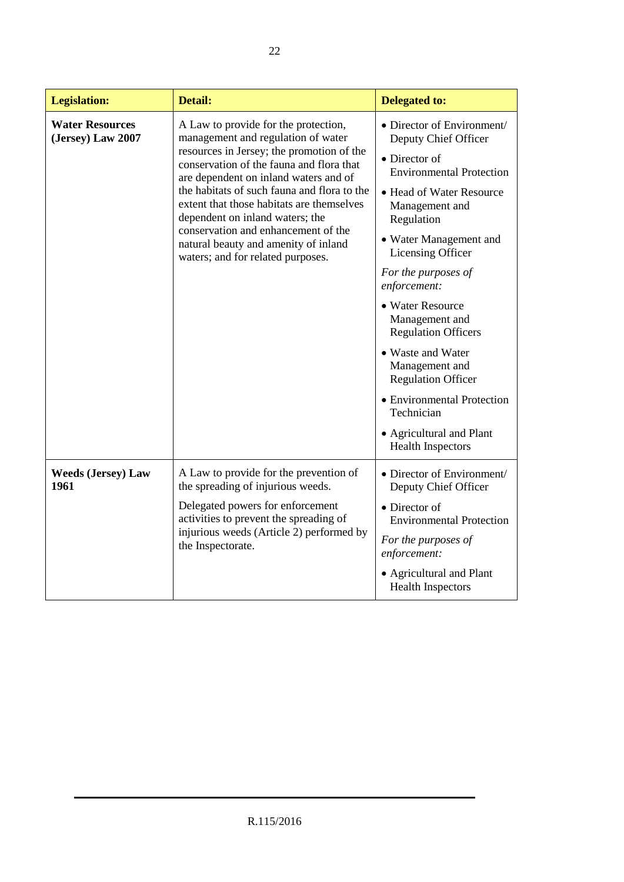| **Legislation:** | **Detail:** | **Delegated to:** |
|---|---|---|
| **Water Resources (Jersey) Law 2007** | A Law to provide for the protection, management and regulation of water resources in Jersey; the promotion of the conservation of the fauna and flora that are dependent on inland waters and of the habitats of such fauna and flora to the extent that those habitats are themselves dependent on inland waters; the conservation and enhancement of the natural beauty and amenity of inland waters; and for related purposes. | • Director of Environment/ Deputy Chief Officer<br>• Director of Environmental Protection<br>• Head of Water Resource Management and Regulation<br>• Water Management and Licensing Officer<br>*For the purposes of enforcement:*<br>• Water Resource Management and Regulation Officers<br>• Waste and Water Management and Regulation Officer<br>• Environmental Protection Technician<br>• Agricultural and Plant Health Inspectors |
| **Weeds (Jersey) Law 1961** | A Law to provide for the prevention of the spreading of injurious weeds.<br>Delegated powers for enforcement activities to prevent the spreading of injurious weeds (Article 2) performed by the Inspectorate. | • Director of Environment/ Deputy Chief Officer<br>• Director of Environmental Protection<br>*For the purposes of enforcement:*<br>• Agricultural and Plant Health Inspectors |